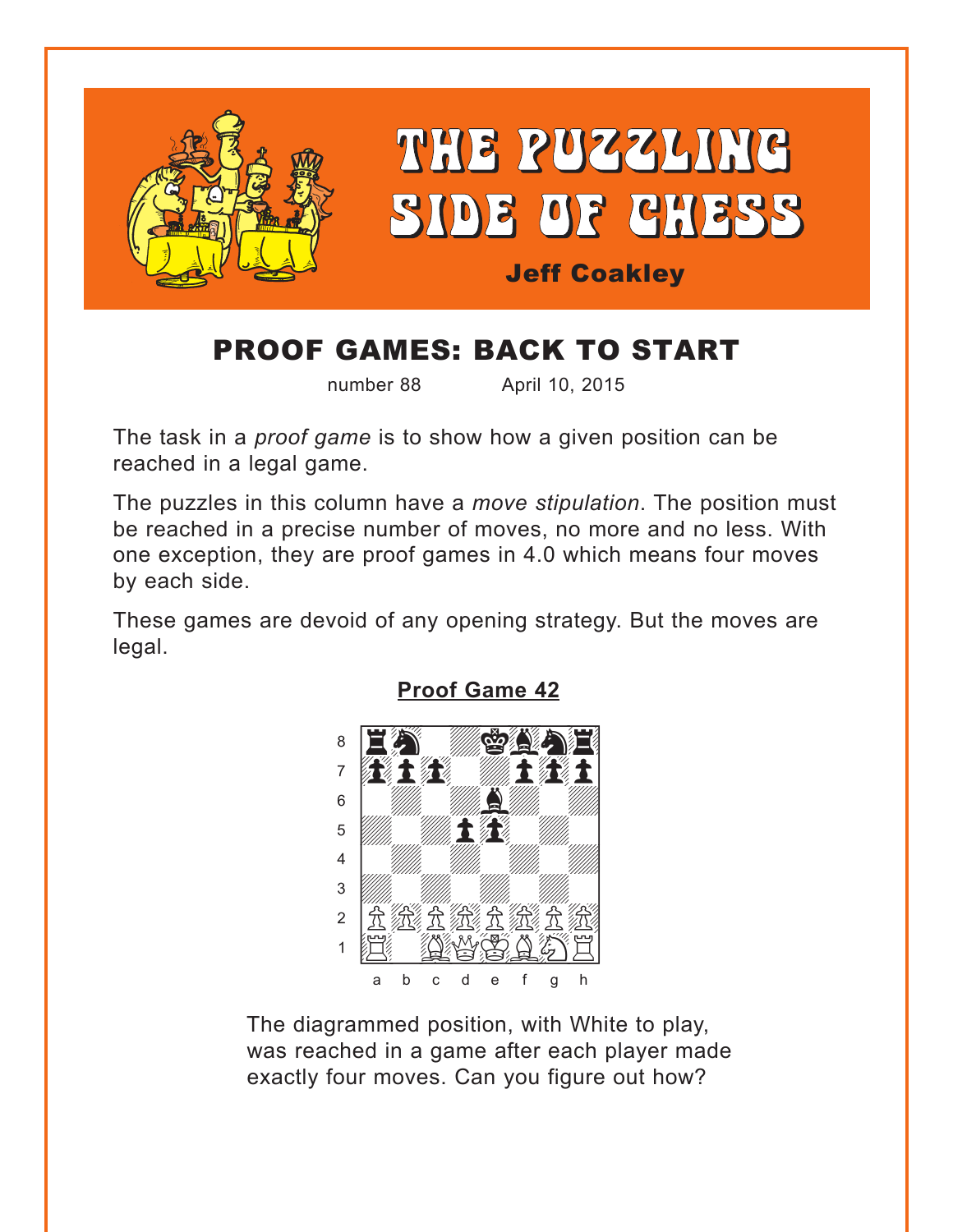# THE PUZZLING SIDE OF CHESS

**Jeff Coakley**

## PROOF GAMES: BACK TO START

number 88 April 10, 2015

The task in a *proof game* is to show how a given position can be reached in a legal game.

The puzzles in this column have a *move stipulation*. The position must be reached in a precise number of moves, no more and no less. With one exception, they are proof games in 4.0 which means four moves by each side.

These games are devoid of any opening strategy. But the moves are legal.

**Proof Game 42**

The diagrammed position, with White to play, was reached in a game after each player made exactly four moves. Can you figure out how?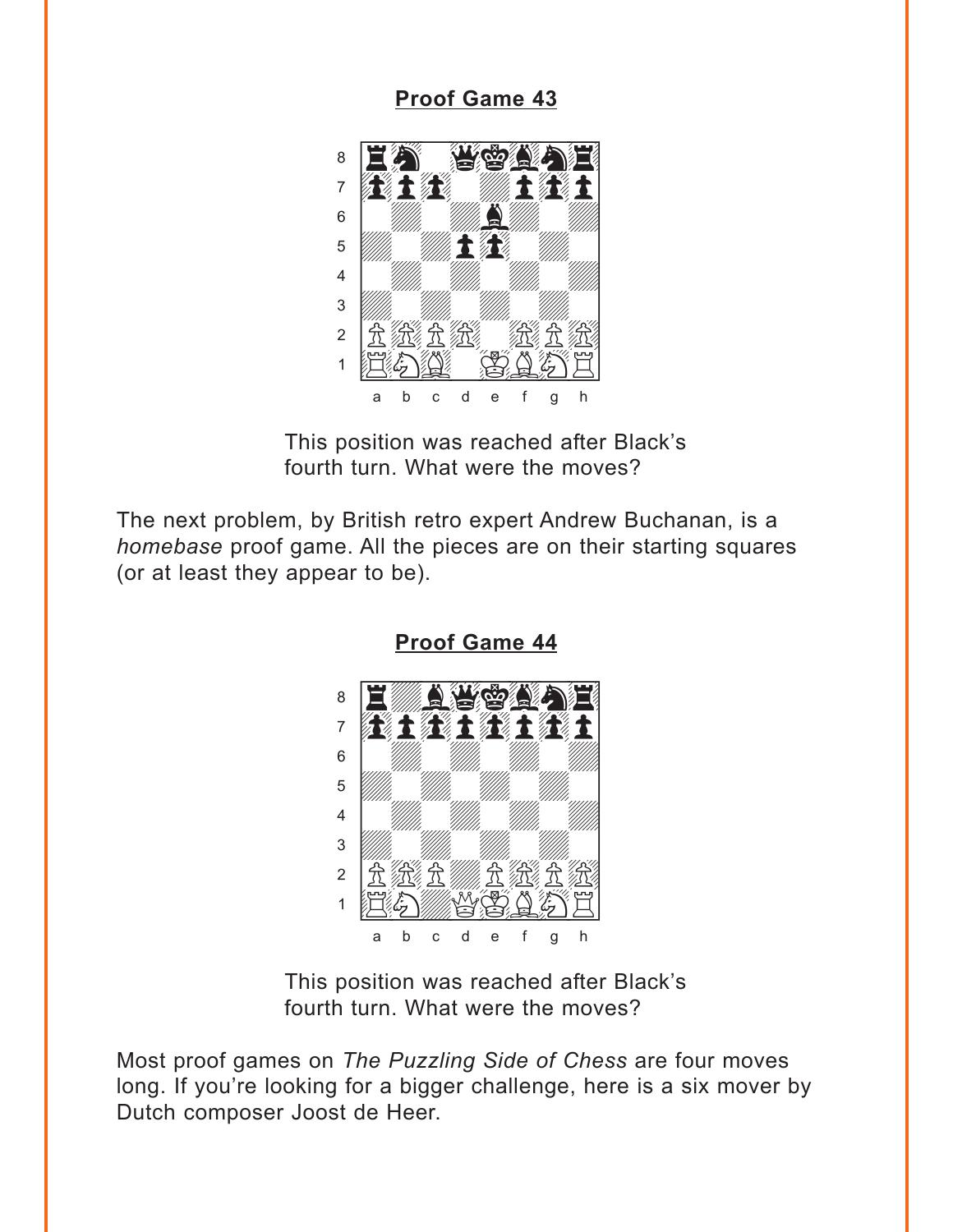## Proof Game 43

This position was reached after Black's fourth turn. What were the moves?

The next problem, by British retro expert Andrew Buchanan, is a *homebase* proof game. All the pieces are on their starting squares (or at least they appear to be).

## Proof Game 44

This position was reached after Black's fourth turn. What were the moves?

Most proof games on *The Puzzling Side of Chess* are four moves long. If you're looking for a bigger challenge, here is a six mover by Dutch composer Joost de Heer.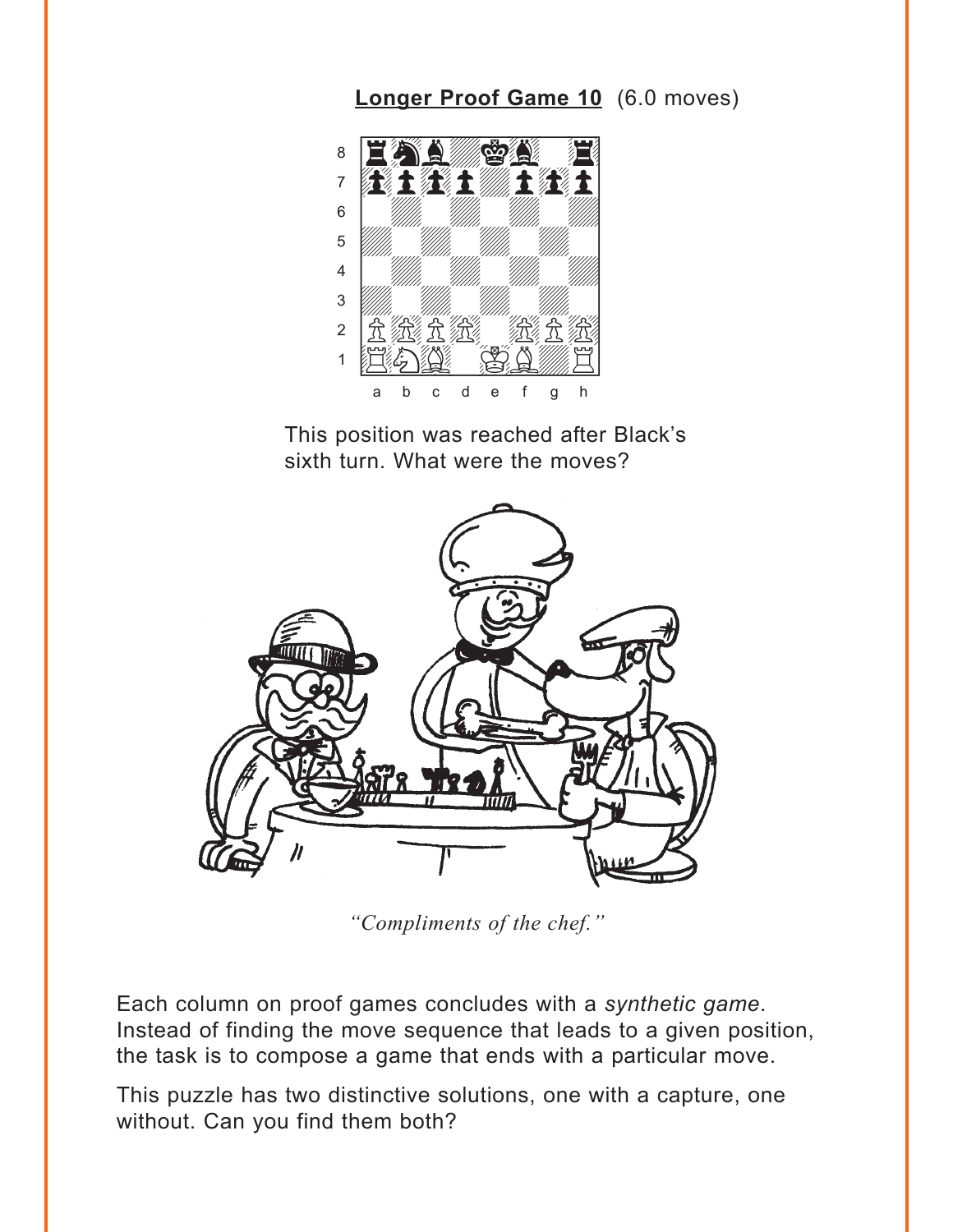**Longer Proof Game 10** (6.0 moves)

This position was reached after Black's sixth turn. What were the moves?

*"Compliments of the chef."*

Each column on proof games concludes with a *synthetic game*. Instead of finding the move sequence that leads to a given position, the task is to compose a game that ends with a particular move.

This puzzle has two distinctive solutions, one with a capture, one without. Can you find them both?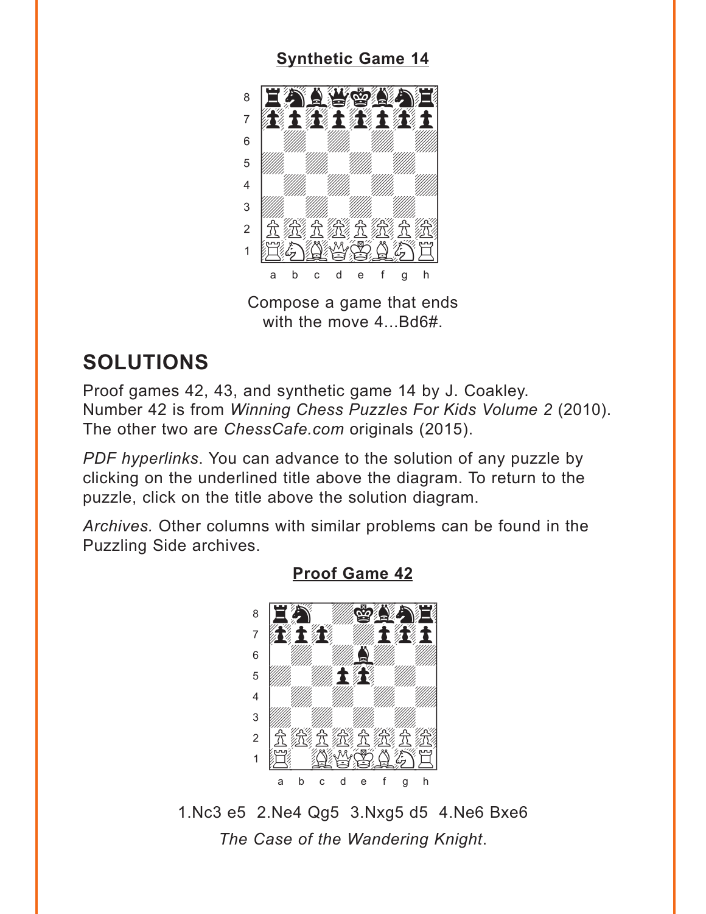**Synthetic Game 14**

Compose a game that ends with the move 4...Bd6#.

## SOLUTIONS

Proof games 42, 43, and synthetic game 14 by J. Coakley. Number 42 is from *Winning Chess Puzzles For Kids Volume 2* (2010). The other two are *ChessCafe.com* originals (2015).

*PDF hyperlinks*. You can advance to the solution of any puzzle by clicking on the underlined title above the diagram. To return to the puzzle, click on the title above the solution diagram.

*Archives.* Other columns with similar problems can be found in the Puzzling Side archives.

**Proof Game 42**

1.Nc3 e5 2.Ne4 Qg5 3.Nxg5 d5 4.Ne6 Bxe6

*The Case of the Wandering Knight*.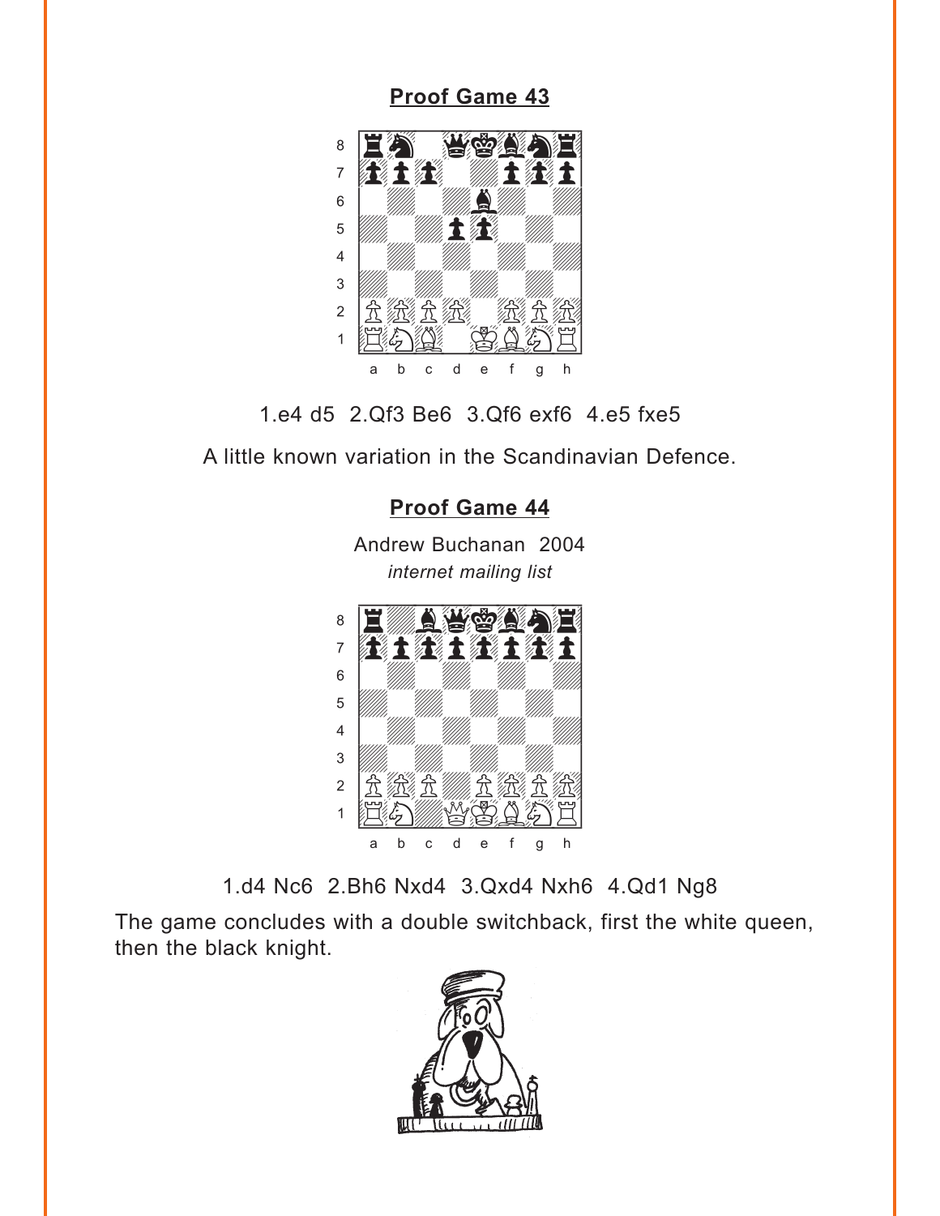## Proof Game 43

1.e4 d5  2.Qf3 Be6  3.Qf6 exf6  4.e5 fxe5

A little known variation in the Scandinavian Defence.

## Proof Game 44

Andrew Buchanan  2004
*internet mailing list*

1.d4 Nc6  2.Bh6 Nxd4  3.Qxd4 Nxh6  4.Qd1 Ng8

The game concludes with a double switchback, first the white queen, then the black knight.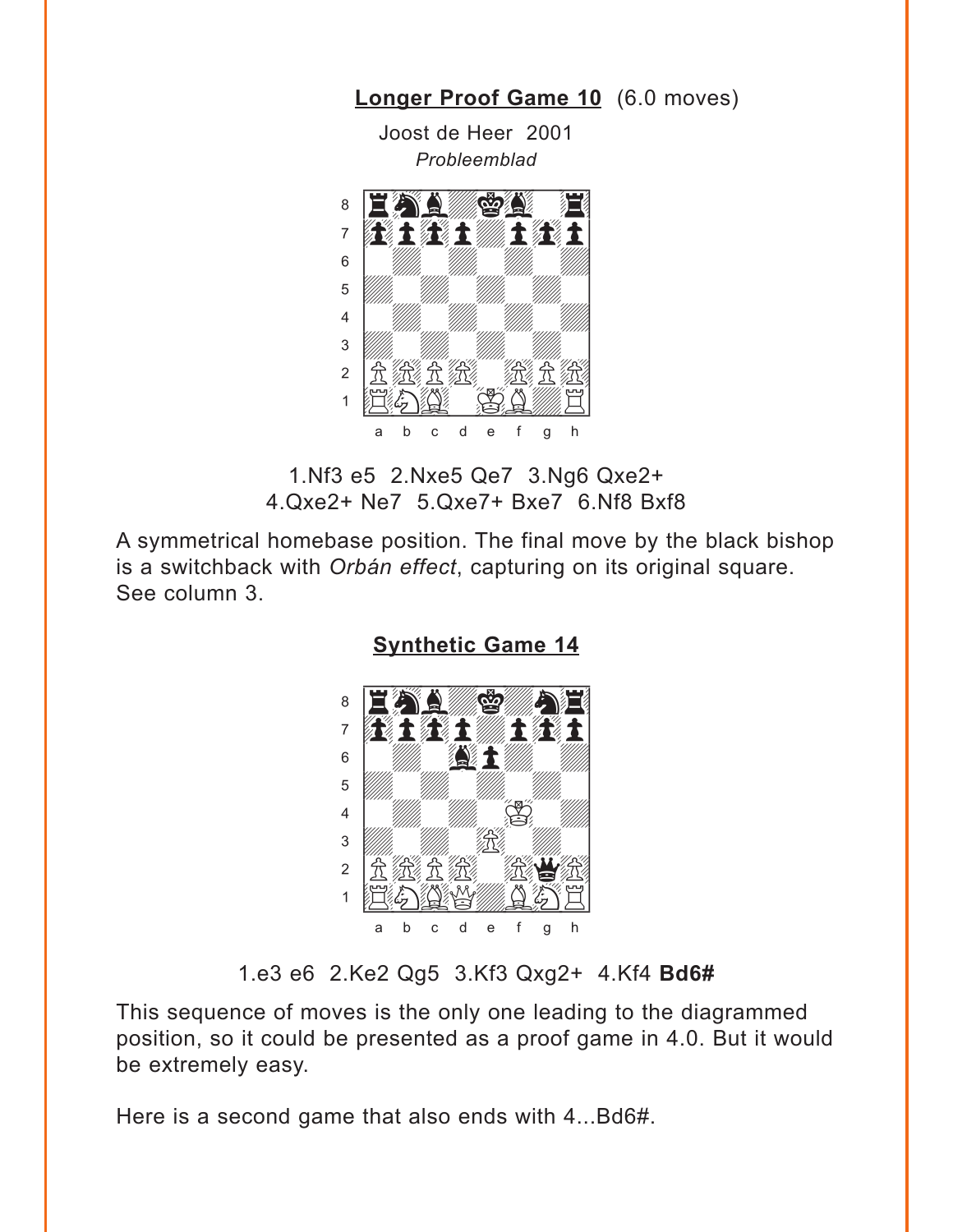## Longer Proof Game 10 (6.0 moves)

Joost de Heer 2001
*Probleemblad*

1.Nf3 e5 2.Nxe5 Qe7 3.Ng6 Qxe2+
4.Qxe2+ Ne7 5.Qxe7+ Bxe7 6.Nf8 Bxf8

A symmetrical homebase position. The final move by the black bishop is a switchback with *Orbán effect*, capturing on its original square. See column 3.

## Synthetic Game 14

1.e3 e6 2.Ke2 Qg5 3.Kf3 Qxg2+ 4.Kf4 **Bd6#**

This sequence of moves is the only one leading to the diagrammed position, so it could be presented as a proof game in 4.0. But it would be extremely easy.

Here is a second game that also ends with 4...Bd6#.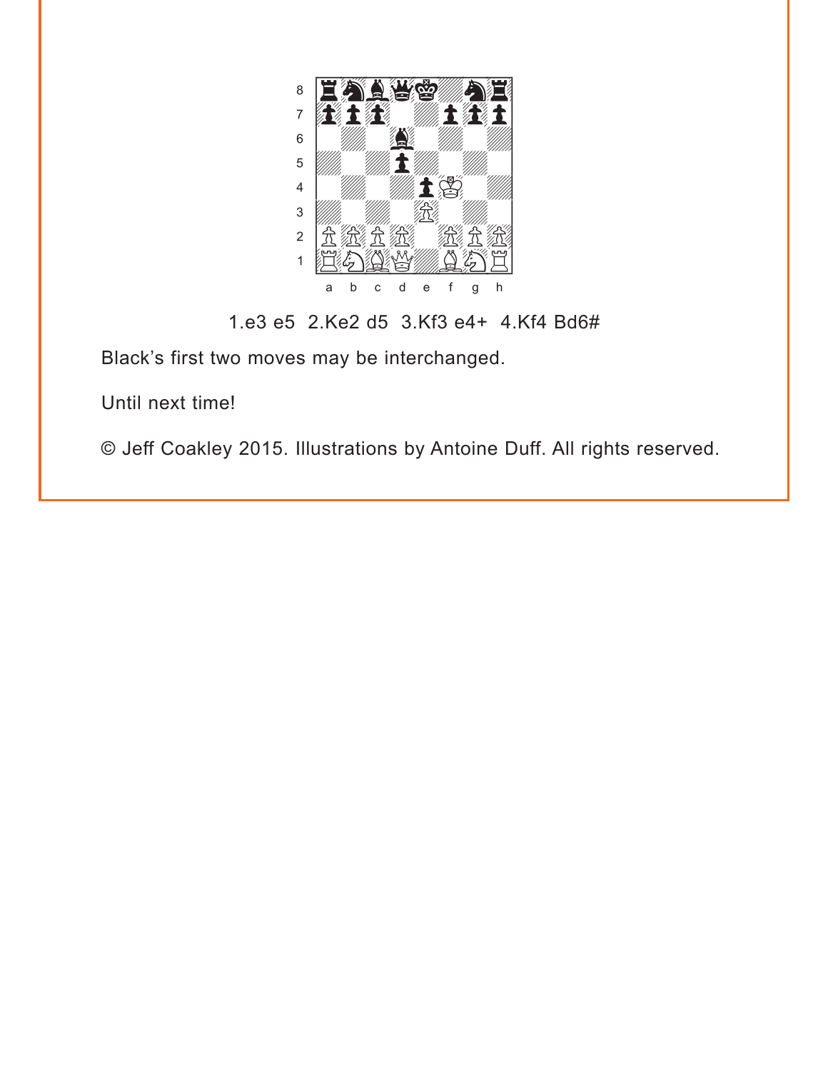1.e3 e5  2.Ke2 d5  3.Kf3 e4+  4.Kf4 Bd6#

Black's first two moves may be interchanged.

Until next time!

© Jeff Coakley 2015. Illustrations by Antoine Duff. All rights reserved.